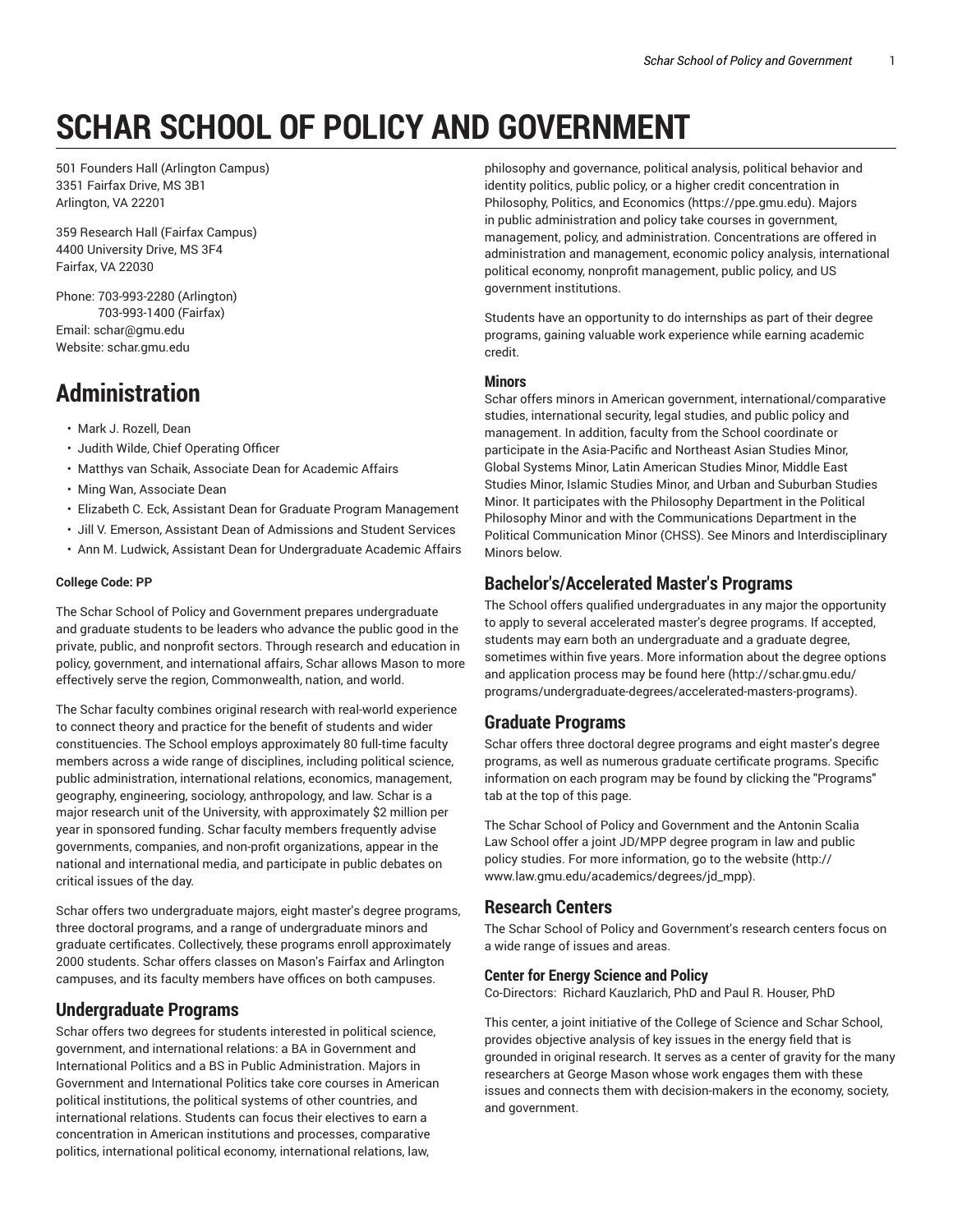# SCHAR SCHOOL OF POLICY AND GOVERNMENT

501 Founders Hall (Arlington Campus)
3351 Fairfax Drive, MS 3B1
Arlington, VA 22201

359 Research Hall (Fairfax Campus)
4400 University Drive, MS 3F4
Fairfax, VA 22030

Phone: 703-993-2280 (Arlington)
703-993-1400 (Fairfax)
Email: schar@gmu.edu
Website: schar.gmu.edu

## Administration

- Mark J. Rozell, Dean
- Judith Wilde, Chief Operating Officer
- Matthys van Schaik, Associate Dean for Academic Affairs
- Ming Wan, Associate Dean
- Elizabeth C. Eck, Assistant Dean for Graduate Program Management
- Jill V. Emerson, Assistant Dean of Admissions and Student Services
- Ann M. Ludwick, Assistant Dean for Undergraduate Academic Affairs

**College Code: PP**

The Schar School of Policy and Government prepares undergraduate and graduate students to be leaders who advance the public good in the private, public, and nonprofit sectors. Through research and education in policy, government, and international affairs, Schar allows Mason to more effectively serve the region, Commonwealth, nation, and world.

The Schar faculty combines original research with real-world experience to connect theory and practice for the benefit of students and wider constituencies. The School employs approximately 80 full-time faculty members across a wide range of disciplines, including political science, public administration, international relations, economics, management, geography, engineering, sociology, anthropology, and law. Schar is a major research unit of the University, with approximately $2 million per year in sponsored funding. Schar faculty members frequently advise governments, companies, and non-profit organizations, appear in the national and international media, and participate in public debates on critical issues of the day.

Schar offers two undergraduate majors, eight master's degree programs, three doctoral programs, and a range of undergraduate minors and graduate certificates. Collectively, these programs enroll approximately 2000 students. Schar offers classes on Mason's Fairfax and Arlington campuses, and its faculty members have offices on both campuses.

## Undergraduate Programs

Schar offers two degrees for students interested in political science, government, and international relations: a BA in Government and International Politics and a BS in Public Administration. Majors in Government and International Politics take core courses in American political institutions, the political systems of other countries, and international relations. Students can focus their electives to earn a concentration in American institutions and processes, comparative politics, international political economy, international relations, law, philosophy and governance, political analysis, political behavior and identity politics, public policy, or a higher credit concentration in Philosophy, Politics, and Economics (https://ppe.gmu.edu). Majors in public administration and policy take courses in government, management, policy, and administration. Concentrations are offered in administration and management, economic policy analysis, international political economy, nonprofit management, public policy, and US government institutions.

Students have an opportunity to do internships as part of their degree programs, gaining valuable work experience while earning academic credit.

### Minors

Schar offers minors in American government, international/comparative studies, international security, legal studies, and public policy and management. In addition, faculty from the School coordinate or participate in the Asia-Pacific and Northeast Asian Studies Minor, Global Systems Minor, Latin American Studies Minor, Middle East Studies Minor, Islamic Studies Minor, and Urban and Suburban Studies Minor. It participates with the Philosophy Department in the Political Philosophy Minor and with the Communications Department in the Political Communication Minor (CHSS). See Minors and Interdisciplinary Minors below.

## Bachelor's/Accelerated Master's Programs

The School offers qualified undergraduates in any major the opportunity to apply to several accelerated master's degree programs. If accepted, students may earn both an undergraduate and a graduate degree, sometimes within five years. More information about the degree options and application process may be found here (http://schar.gmu.edu/programs/undergraduate-degrees/accelerated-masters-programs).

## Graduate Programs

Schar offers three doctoral degree programs and eight master's degree programs, as well as numerous graduate certificate programs. Specific information on each program may be found by clicking the "Programs" tab at the top of this page.

The Schar School of Policy and Government and the Antonin Scalia Law School offer a joint JD/MPP degree program in law and public policy studies. For more information, go to the website (http://www.law.gmu.edu/academics/degrees/jd_mpp).

## Research Centers

The Schar School of Policy and Government's research centers focus on a wide range of issues and areas.

### Center for Energy Science and Policy

Co-Directors: Richard Kauzlarich, PhD and Paul R. Houser, PhD

This center, a joint initiative of the College of Science and Schar School, provides objective analysis of key issues in the energy field that is grounded in original research. It serves as a center of gravity for the many researchers at George Mason whose work engages them with these issues and connects them with decision-makers in the economy, society, and government.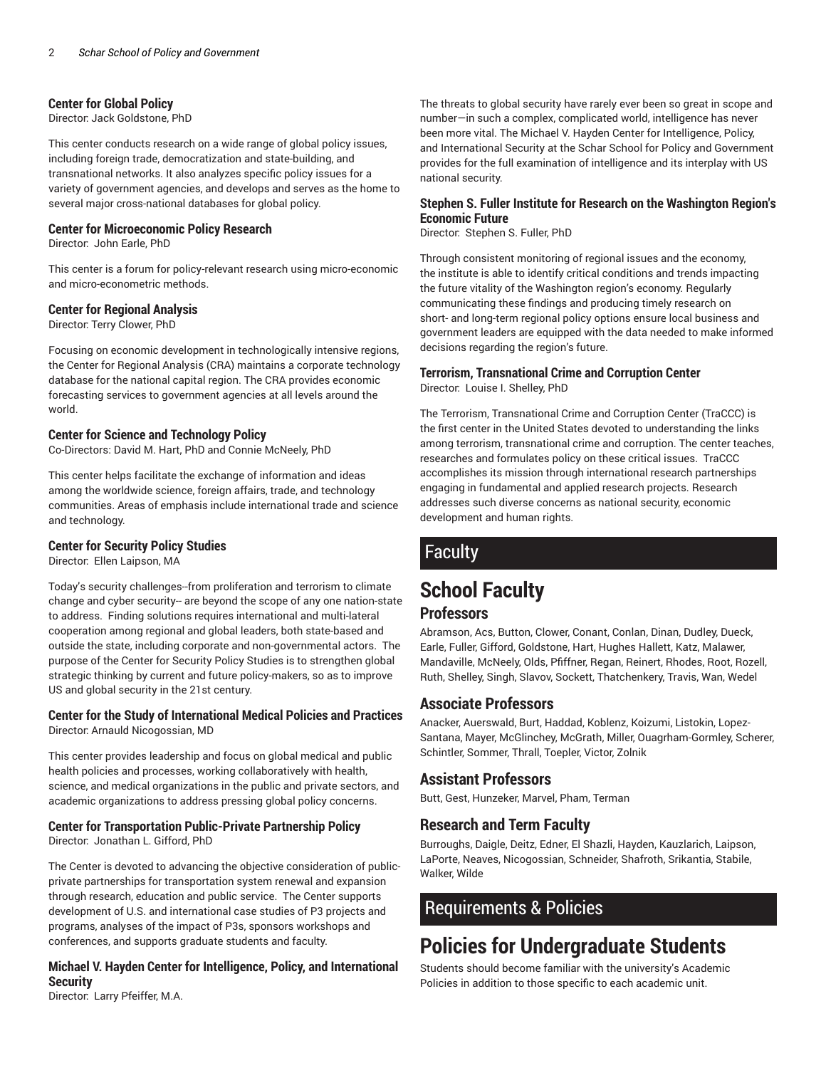### Center for Global Policy

Director: Jack Goldstone, PhD

This center conducts research on a wide range of global policy issues, including foreign trade, democratization and state-building, and transnational networks. It also analyzes specific policy issues for a variety of government agencies, and develops and serves as the home to several major cross-national databases for global policy.

### Center for Microeconomic Policy Research

Director: John Earle, PhD

This center is a forum for policy-relevant research using micro-economic and micro-econometric methods.

### Center for Regional Analysis

Director: Terry Clower, PhD

Focusing on economic development in technologically intensive regions, the Center for Regional Analysis (CRA) maintains a corporate technology database for the national capital region. The CRA provides economic forecasting services to government agencies at all levels around the world.

### Center for Science and Technology Policy

Co-Directors: David M. Hart, PhD and Connie McNeely, PhD

This center helps facilitate the exchange of information and ideas among the worldwide science, foreign affairs, trade, and technology communities. Areas of emphasis include international trade and science and technology.

### Center for Security Policy Studies

Director: Ellen Laipson, MA

Today's security challenges--from proliferation and terrorism to climate change and cyber security-- are beyond the scope of any one nation-state to address. Finding solutions requires international and multi-lateral cooperation among regional and global leaders, both state-based and outside the state, including corporate and non-governmental actors. The purpose of the Center for Security Policy Studies is to strengthen global strategic thinking by current and future policy-makers, so as to improve US and global security in the 21st century.

### Center for the Study of International Medical Policies and Practices

Director: Arnauld Nicogossian, MD

This center provides leadership and focus on global medical and public health policies and processes, working collaboratively with health, science, and medical organizations in the public and private sectors, and academic organizations to address pressing global policy concerns.

### Center for Transportation Public-Private Partnership Policy

Director: Jonathan L. Gifford, PhD

The Center is devoted to advancing the objective consideration of public-private partnerships for transportation system renewal and expansion through research, education and public service. The Center supports development of U.S. and international case studies of P3 projects and programs, analyses of the impact of P3s, sponsors workshops and conferences, and supports graduate students and faculty.

### Michael V. Hayden Center for Intelligence, Policy, and International Security

Director: Larry Pfeiffer, M.A.

The threats to global security have rarely ever been so great in scope and number—in such a complex, complicated world, intelligence has never been more vital. The Michael V. Hayden Center for Intelligence, Policy, and International Security at the Schar School for Policy and Government provides for the full examination of intelligence and its interplay with US national security.

### Stephen S. Fuller Institute for Research on the Washington Region's Economic Future

Director: Stephen S. Fuller, PhD

Through consistent monitoring of regional issues and the economy, the institute is able to identify critical conditions and trends impacting the future vitality of the Washington region's economy. Regularly communicating these findings and producing timely research on short- and long-term regional policy options ensure local business and government leaders are equipped with the data needed to make informed decisions regarding the region's future.

### Terrorism, Transnational Crime and Corruption Center

Director: Louise I. Shelley, PhD

The Terrorism, Transnational Crime and Corruption Center (TraCCC) is the first center in the United States devoted to understanding the links among terrorism, transnational crime and corruption. The center teaches, researches and formulates policy on these critical issues. TraCCC accomplishes its mission through international research partnerships engaging in fundamental and applied research projects. Research addresses such diverse concerns as national security, economic development and human rights.

# Faculty

## School Faculty

### Professors

Abramson, Acs, Button, Clower, Conant, Conlan, Dinan, Dudley, Dueck, Earle, Fuller, Gifford, Goldstone, Hart, Hughes Hallett, Katz, Malawer, Mandaville, McNeely, Olds, Pfiffner, Regan, Reinert, Rhodes, Root, Rozell, Ruth, Shelley, Singh, Slavov, Sockett, Thatchenkery, Travis, Wan, Wedel

### Associate Professors

Anacker, Auerswald, Burt, Haddad, Koblenz, Koizumi, Listokin, Lopez-Santana, Mayer, McGlinchey, McGrath, Miller, Ouagrham-Gormley, Scherer, Schintler, Sommer, Thrall, Toepler, Victor, Zolnik

### Assistant Professors

Butt, Gest, Hunzeker, Marvel, Pham, Terman

### Research and Term Faculty

Burroughs, Daigle, Deitz, Edner, El Shazli, Hayden, Kauzlarich, Laipson, LaPorte, Neaves, Nicogossian, Schneider, Shafroth, Srikantia, Stabile, Walker, Wilde

# Requirements & Policies

## Policies for Undergraduate Students

Students should become familiar with the university's Academic Policies in addition to those specific to each academic unit.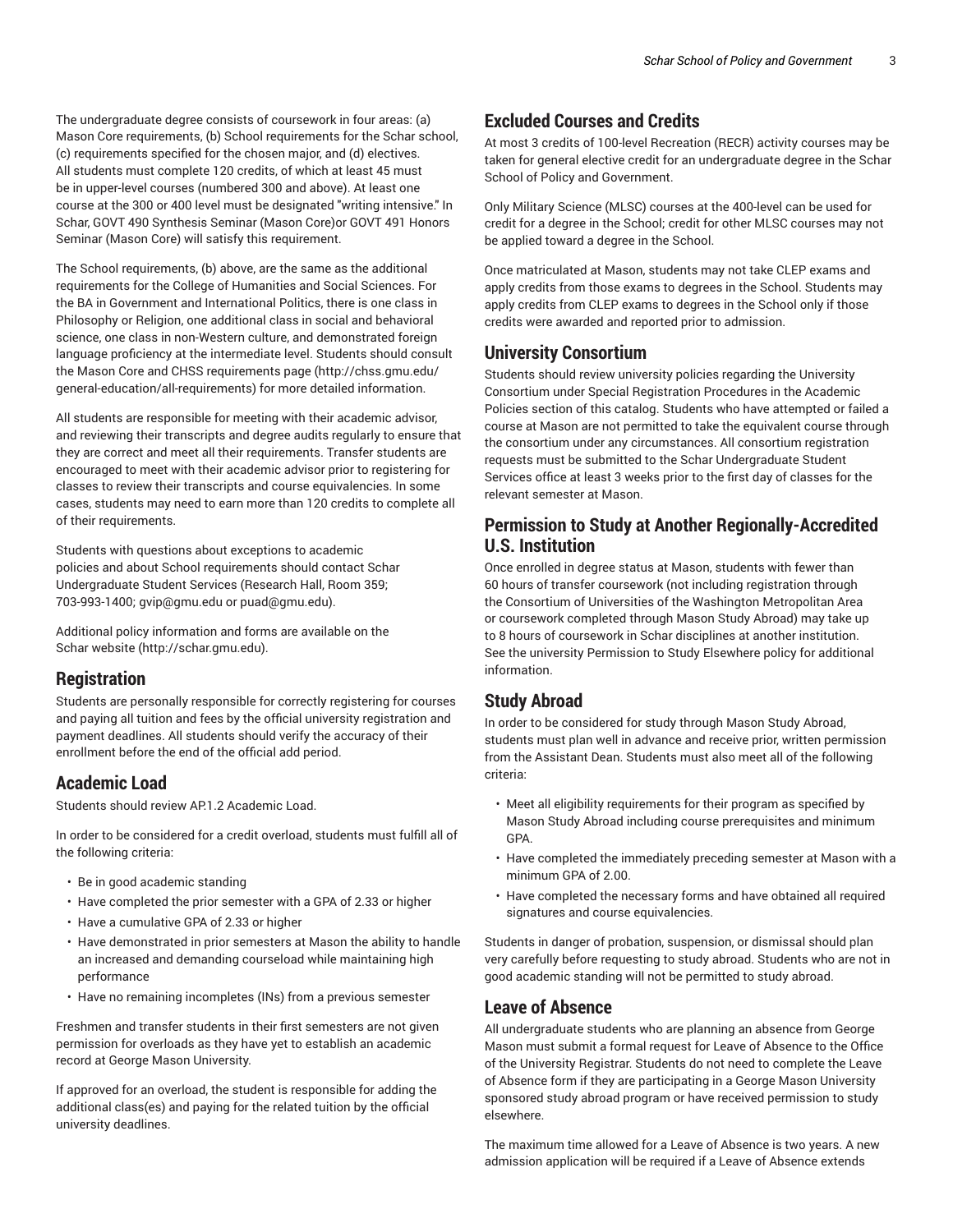The undergraduate degree consists of coursework in four areas: (a) Mason Core requirements, (b) School requirements for the Schar school, (c) requirements specified for the chosen major, and (d) electives. All students must complete 120 credits, of which at least 45 must be in upper-level courses (numbered 300 and above). At least one course at the 300 or 400 level must be designated "writing intensive." In Schar, GOVT 490 Synthesis Seminar (Mason Core)or GOVT 491 Honors Seminar (Mason Core) will satisfy this requirement.

The School requirements, (b) above, are the same as the additional requirements for the College of Humanities and Social Sciences. For the BA in Government and International Politics, there is one class in Philosophy or Religion, one additional class in social and behavioral science, one class in non-Western culture, and demonstrated foreign language proficiency at the intermediate level. Students should consult the Mason Core and CHSS requirements page (http://chss.gmu.edu/general-education/all-requirements) for more detailed information.

All students are responsible for meeting with their academic advisor, and reviewing their transcripts and degree audits regularly to ensure that they are correct and meet all their requirements. Transfer students are encouraged to meet with their academic advisor prior to registering for classes to review their transcripts and course equivalencies. In some cases, students may need to earn more than 120 credits to complete all of their requirements.

Students with questions about exceptions to academic policies and about School requirements should contact Schar Undergraduate Student Services (Research Hall, Room 359; 703-993-1400; gvip@gmu.edu or puad@gmu.edu).

Additional policy information and forms are available on the Schar website (http://schar.gmu.edu).

## Registration

Students are personally responsible for correctly registering for courses and paying all tuition and fees by the official university registration and payment deadlines. All students should verify the accuracy of their enrollment before the end of the official add period.

## Academic Load

Students should review AP.1.2 Academic Load.

In order to be considered for a credit overload, students must fulfill all of the following criteria:

- Be in good academic standing
- Have completed the prior semester with a GPA of 2.33 or higher
- Have a cumulative GPA of 2.33 or higher
- Have demonstrated in prior semesters at Mason the ability to handle an increased and demanding courseload while maintaining high performance
- Have no remaining incompletes (INs) from a previous semester

Freshmen and transfer students in their first semesters are not given permission for overloads as they have yet to establish an academic record at George Mason University.

If approved for an overload, the student is responsible for adding the additional class(es) and paying for the related tuition by the official university deadlines.

## Excluded Courses and Credits

At most 3 credits of 100-level Recreation (RECR) activity courses may be taken for general elective credit for an undergraduate degree in the Schar School of Policy and Government.

Only Military Science (MLSC) courses at the 400-level can be used for credit for a degree in the School; credit for other MLSC courses may not be applied toward a degree in the School.

Once matriculated at Mason, students may not take CLEP exams and apply credits from those exams to degrees in the School. Students may apply credits from CLEP exams to degrees in the School only if those credits were awarded and reported prior to admission.

## University Consortium

Students should review university policies regarding the University Consortium under Special Registration Procedures in the Academic Policies section of this catalog. Students who have attempted or failed a course at Mason are not permitted to take the equivalent course through the consortium under any circumstances. All consortium registration requests must be submitted to the Schar Undergraduate Student Services office at least 3 weeks prior to the first day of classes for the relevant semester at Mason.

## Permission to Study at Another Regionally-Accredited U.S. Institution

Once enrolled in degree status at Mason, students with fewer than 60 hours of transfer coursework (not including registration through the Consortium of Universities of the Washington Metropolitan Area or coursework completed through Mason Study Abroad) may take up to 8 hours of coursework in Schar disciplines at another institution. See the university Permission to Study Elsewhere policy for additional information.

## Study Abroad

In order to be considered for study through Mason Study Abroad, students must plan well in advance and receive prior, written permission from the Assistant Dean. Students must also meet all of the following criteria:

- Meet all eligibility requirements for their program as specified by Mason Study Abroad including course prerequisites and minimum GPA.
- Have completed the immediately preceding semester at Mason with a minimum GPA of 2.00.
- Have completed the necessary forms and have obtained all required signatures and course equivalencies.

Students in danger of probation, suspension, or dismissal should plan very carefully before requesting to study abroad. Students who are not in good academic standing will not be permitted to study abroad.

## Leave of Absence

All undergraduate students who are planning an absence from George Mason must submit a formal request for Leave of Absence to the Office of the University Registrar. Students do not need to complete the Leave of Absence form if they are participating in a George Mason University sponsored study abroad program or have received permission to study elsewhere.

The maximum time allowed for a Leave of Absence is two years. A new admission application will be required if a Leave of Absence extends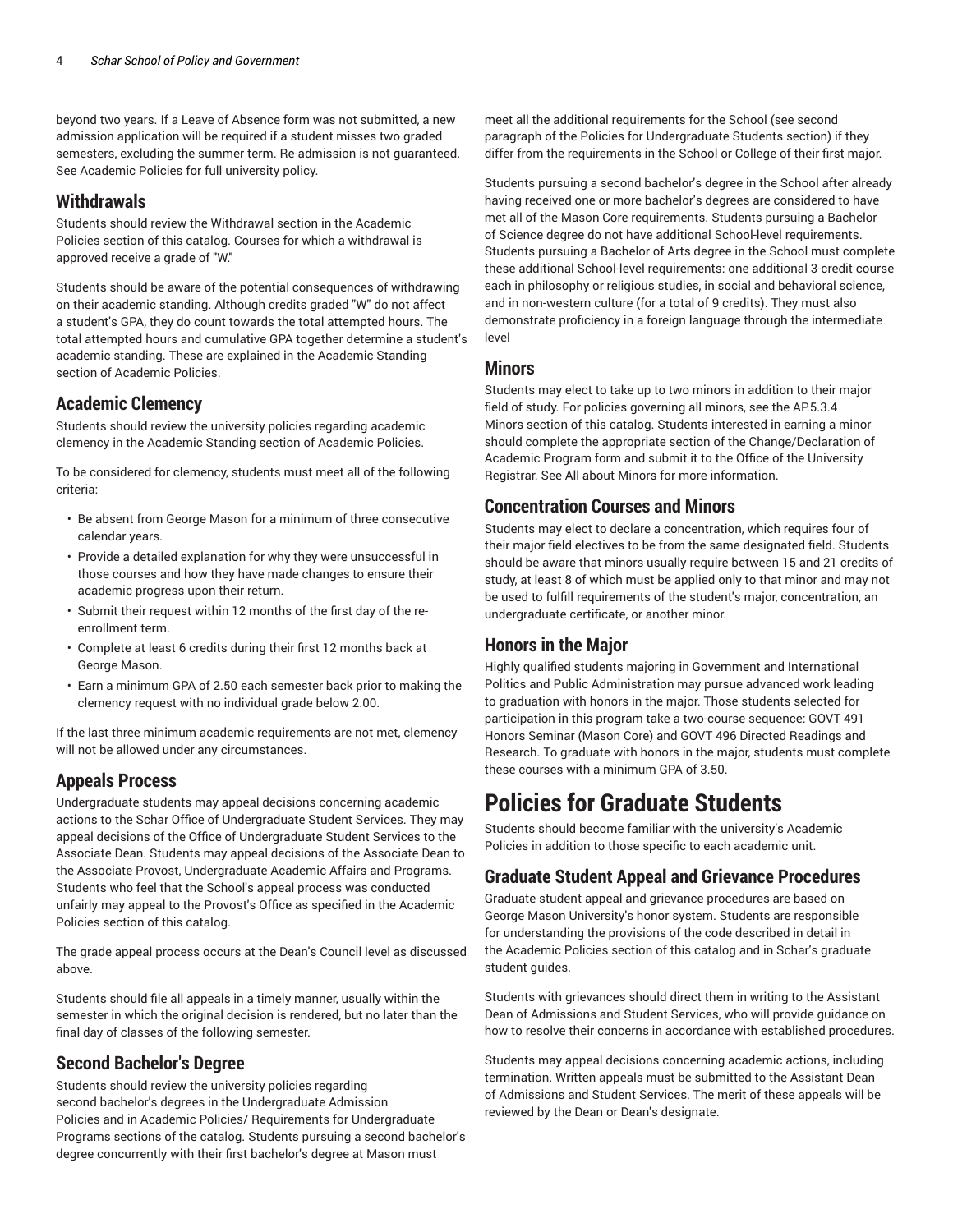beyond two years. If a Leave of Absence form was not submitted, a new admission application will be required if a student misses two graded semesters, excluding the summer term. Re-admission is not guaranteed. See Academic Policies for full university policy.

## Withdrawals

Students should review the Withdrawal section in the Academic Policies section of this catalog. Courses for which a withdrawal is approved receive a grade of "W."

Students should be aware of the potential consequences of withdrawing on their academic standing. Although credits graded "W" do not affect a student's GPA, they do count towards the total attempted hours. The total attempted hours and cumulative GPA together determine a student's academic standing. These are explained in the Academic Standing section of Academic Policies.

## Academic Clemency

Students should review the university policies regarding academic clemency in the Academic Standing section of Academic Policies.

To be considered for clemency, students must meet all of the following criteria:

- Be absent from George Mason for a minimum of three consecutive calendar years.
- Provide a detailed explanation for why they were unsuccessful in those courses and how they have made changes to ensure their academic progress upon their return.
- Submit their request within 12 months of the first day of the re-enrollment term.
- Complete at least 6 credits during their first 12 months back at George Mason.
- Earn a minimum GPA of 2.50 each semester back prior to making the clemency request with no individual grade below 2.00.

If the last three minimum academic requirements are not met, clemency will not be allowed under any circumstances.

## Appeals Process

Undergraduate students may appeal decisions concerning academic actions to the Schar Office of Undergraduate Student Services. They may appeal decisions of the Office of Undergraduate Student Services to the Associate Dean. Students may appeal decisions of the Associate Dean to the Associate Provost, Undergraduate Academic Affairs and Programs. Students who feel that the School's appeal process was conducted unfairly may appeal to the Provost's Office as specified in the Academic Policies section of this catalog.

The grade appeal process occurs at the Dean's Council level as discussed above.

Students should file all appeals in a timely manner, usually within the semester in which the original decision is rendered, but no later than the final day of classes of the following semester.

## Second Bachelor's Degree

Students should review the university policies regarding second bachelor's degrees in the Undergraduate Admission Policies and in Academic Policies/ Requirements for Undergraduate Programs sections of the catalog. Students pursuing a second bachelor's degree concurrently with their first bachelor's degree at Mason must meet all the additional requirements for the School (see second paragraph of the Policies for Undergraduate Students section) if they differ from the requirements in the School or College of their first major.

Students pursuing a second bachelor's degree in the School after already having received one or more bachelor's degrees are considered to have met all of the Mason Core requirements. Students pursuing a Bachelor of Science degree do not have additional School-level requirements. Students pursuing a Bachelor of Arts degree in the School must complete these additional School-level requirements: one additional 3-credit course each in philosophy or religious studies, in social and behavioral science, and in non-western culture (for a total of 9 credits). They must also demonstrate proficiency in a foreign language through the intermediate level

## Minors

Students may elect to take up to two minors in addition to their major field of study. For policies governing all minors, see the AP.5.3.4 Minors section of this catalog. Students interested in earning a minor should complete the appropriate section of the Change/Declaration of Academic Program form and submit it to the Office of the University Registrar. See All about Minors for more information.

## Concentration Courses and Minors

Students may elect to declare a concentration, which requires four of their major field electives to be from the same designated field. Students should be aware that minors usually require between 15 and 21 credits of study, at least 8 of which must be applied only to that minor and may not be used to fulfill requirements of the student's major, concentration, an undergraduate certificate, or another minor.

## Honors in the Major

Highly qualified students majoring in Government and International Politics and Public Administration may pursue advanced work leading to graduation with honors in the major. Those students selected for participation in this program take a two-course sequence: GOVT 491 Honors Seminar (Mason Core) and GOVT 496 Directed Readings and Research. To graduate with honors in the major, students must complete these courses with a minimum GPA of 3.50.

# Policies for Graduate Students

Students should become familiar with the university's Academic Policies in addition to those specific to each academic unit.

## Graduate Student Appeal and Grievance Procedures

Graduate student appeal and grievance procedures are based on George Mason University's honor system. Students are responsible for understanding the provisions of the code described in detail in the Academic Policies section of this catalog and in Schar's graduate student guides.

Students with grievances should direct them in writing to the Assistant Dean of Admissions and Student Services, who will provide guidance on how to resolve their concerns in accordance with established procedures.

Students may appeal decisions concerning academic actions, including termination. Written appeals must be submitted to the Assistant Dean of Admissions and Student Services. The merit of these appeals will be reviewed by the Dean or Dean's designate.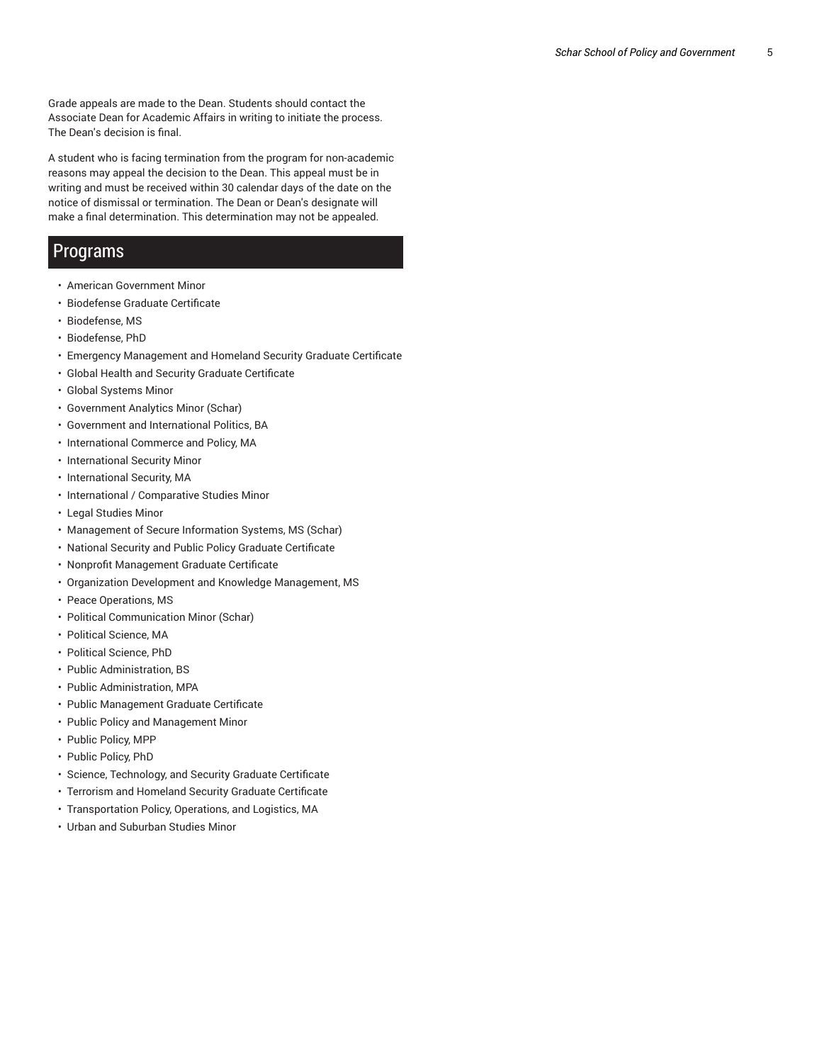Grade appeals are made to the Dean. Students should contact the Associate Dean for Academic Affairs in writing to initiate the process. The Dean's decision is final.

A student who is facing termination from the program for non-academic reasons may appeal the decision to the Dean. This appeal must be in writing and must be received within 30 calendar days of the date on the notice of dismissal or termination. The Dean or Dean's designate will make a final determination. This determination may not be appealed.

## Programs

- American Government Minor
- Biodefense Graduate Certificate
- Biodefense, MS
- Biodefense, PhD
- Emergency Management and Homeland Security Graduate Certificate
- Global Health and Security Graduate Certificate
- Global Systems Minor
- Government Analytics Minor (Schar)
- Government and International Politics, BA
- International Commerce and Policy, MA
- International Security Minor
- International Security, MA
- International / Comparative Studies Minor
- Legal Studies Minor
- Management of Secure Information Systems, MS (Schar)
- National Security and Public Policy Graduate Certificate
- Nonprofit Management Graduate Certificate
- Organization Development and Knowledge Management, MS
- Peace Operations, MS
- Political Communication Minor (Schar)
- Political Science, MA
- Political Science, PhD
- Public Administration, BS
- Public Administration, MPA
- Public Management Graduate Certificate
- Public Policy and Management Minor
- Public Policy, MPP
- Public Policy, PhD
- Science, Technology, and Security Graduate Certificate
- Terrorism and Homeland Security Graduate Certificate
- Transportation Policy, Operations, and Logistics, MA
- Urban and Suburban Studies Minor